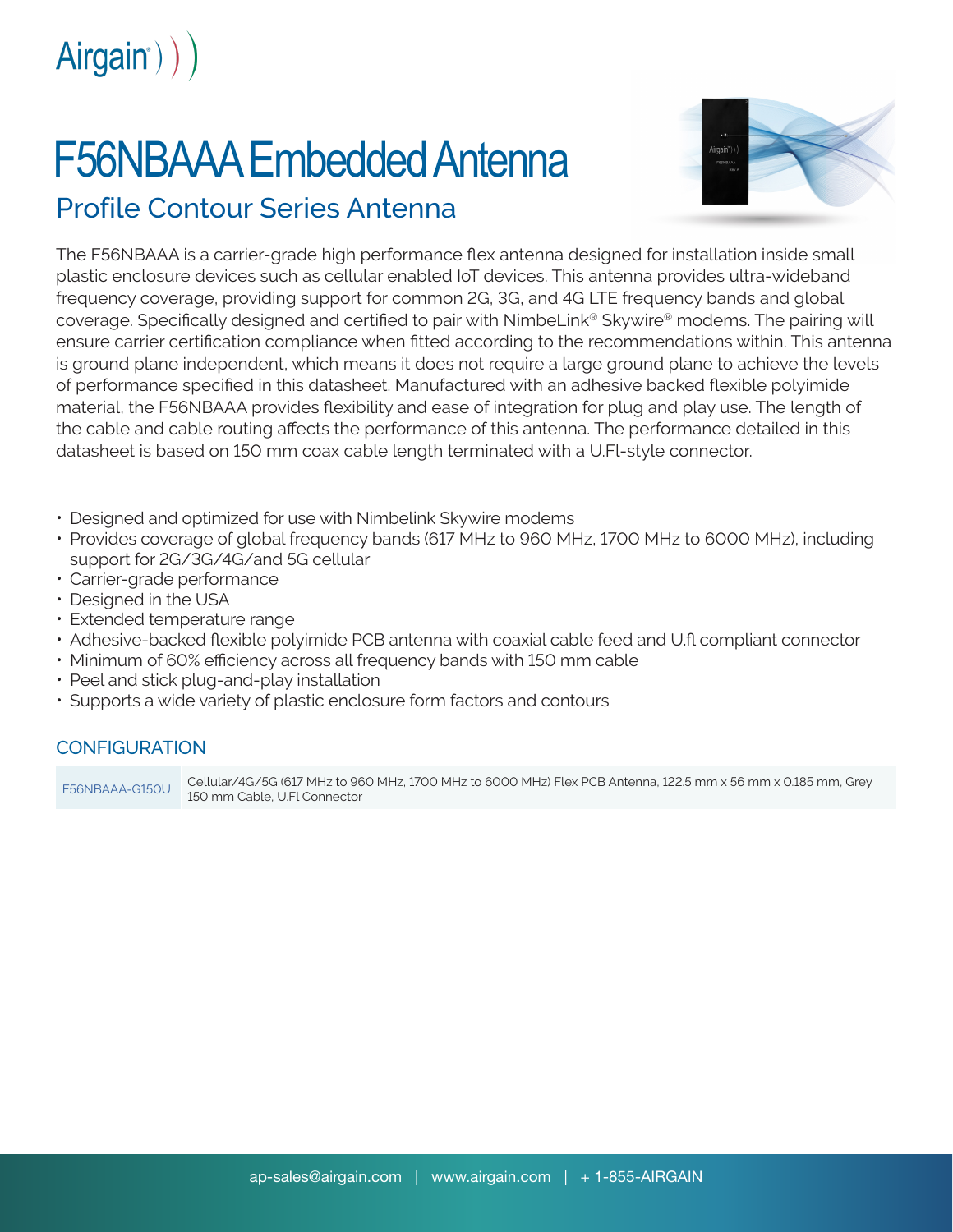Airgain

# F56NBAAA Embedded Antenna

## Profile Contour Series Antenna

The F56NBAAA is a carrier-grade high performance flex antenna designed for installation inside small plastic enclosure devices such as cellular enabled IoT devices. This antenna provides ultra-wideband frequency coverage, providing support for common 2G, 3G, and 4G LTE frequency bands and global coverage. Specifically designed and certified to pair with NimbeLink® Skywire® modems. The pairing will ensure carrier certification compliance when fitted according to the recommendations within. This antenna is ground plane independent, which means it does not require a large ground plane to achieve the levels of performance specified in this datasheet. Manufactured with an adhesive backed flexible polyimide material, the F56NBAAA provides flexibility and ease of integration for plug and play use. The length of the cable and cable routing affects the performance of this antenna. The performance detailed in this datasheet is based on 150 mm coax cable length terminated with a U.Fl-style connector.

- Designed and optimized for use with Nimbelink Skywire modems
- Provides coverage of global frequency bands (617 MHz to 960 MHz, 1700 MHz to 6000 MHz), including support for 2G/3G/4G/and 5G cellular
- Carrier-grade performance
- Designed in the USA
- Extended temperature range
- Adhesive-backed flexible polyimide PCB antenna with coaxial cable feed and U.fl compliant connector
- Minimum of 60% efficiency across all frequency bands with 150 mm cable
- Peel and stick plug-and-play installation
- Supports a wide variety of plastic enclosure form factors and contours

### CONFIGURATION

| | |
|---|---|
| F56NBAAA-G150U | Cellular/4G/5G (617 MHz to 960 MHz, 1700 MHz to 6000 MHz) Flex PCB Antenna, 122.5 mm x 56 mm x 0.185 mm, Grey 150 mm Cable, U.Fl Connector |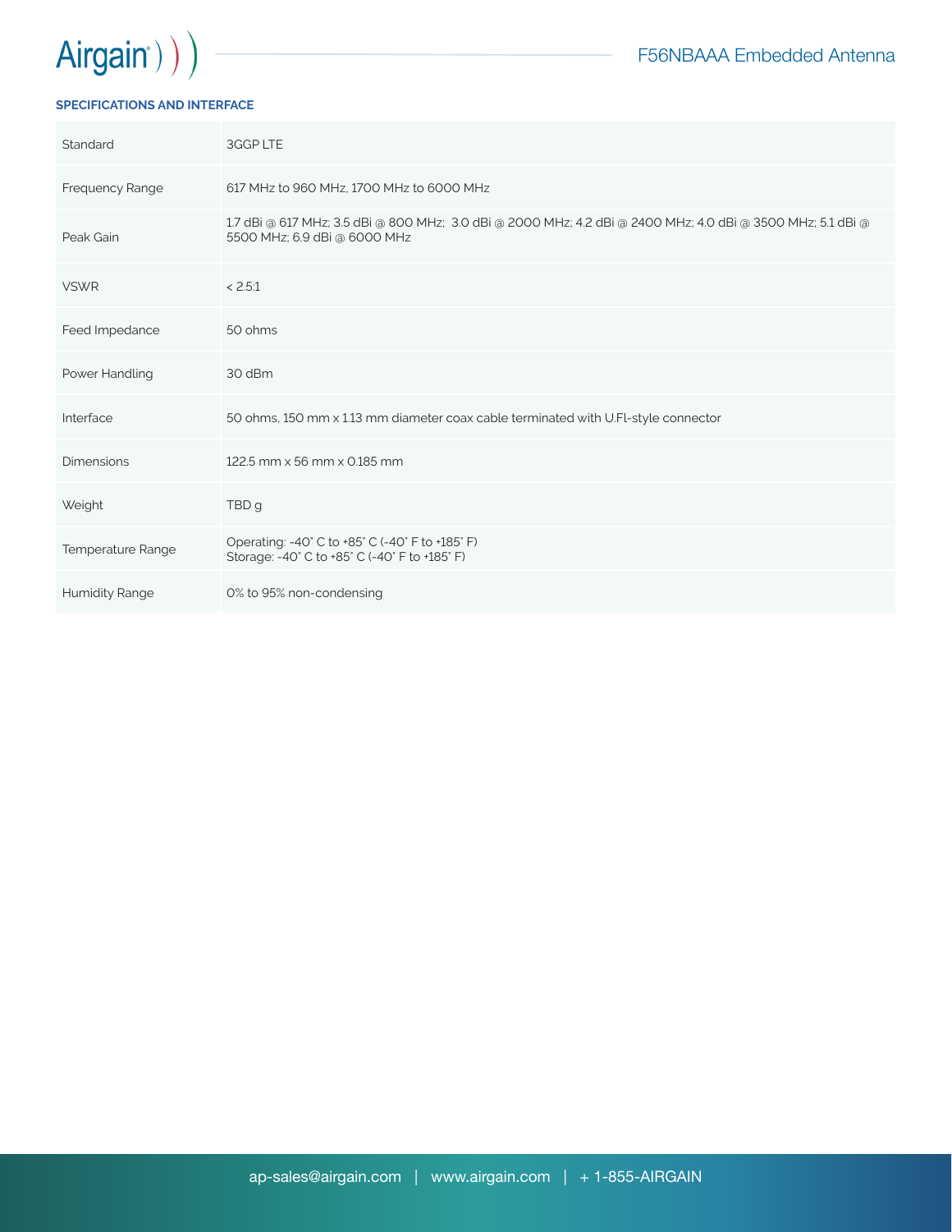## SPECIFICATIONS AND INTERFACE

| | |
|---|---|
| Standard | 3GGP LTE |
| Frequency Range | 617 MHz to 960 MHz, 1700 MHz to 6000 MHz |
| Peak Gain | 1.7 dBi @ 617 MHz; 3.5 dBi @ 800 MHz; 3.0 dBi @ 2000 MHz; 4.2 dBi @ 2400 MHz; 4.0 dBi @ 3500 MHz; 5.1 dBi @ 5500 MHz; 6.9 dBi @ 6000 MHz |
| VSWR | < 2.5:1 |
| Feed Impedance | 50 ohms |
| Power Handling | 30 dBm |
| Interface | 50 ohms, 150 mm x 1.13 mm diameter coax cable terminated with U.Fl-style connector |
| Dimensions | 122.5 mm x 56 mm x 0.185 mm |
| Weight | TBD g |
| Temperature Range | Operating: -40° C to +85° C (-40° F to +185° F)<br>Storage: -40° C to +85° C (-40° F to +185° F) |
| Humidity Range | 0% to 95% non-condensing |

ap-sales@airgain.com | www.airgain.com | + 1-855-AIRGAIN